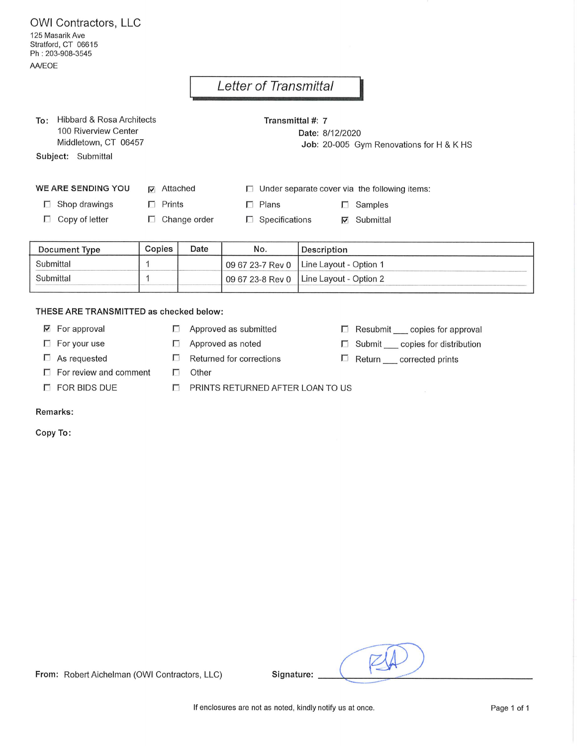OWI Contractors, LLC
125 Masarik Ave
Stratford, CT 06615
Ph : 203-908-3545
AA/EOE

# Letter of Transmittal

**To:** Hibbard & Rosa Architects
100 Riverview Center
Middletown, CT 06457

**Transmittal #:** 7
**Date:** 8/12/2020
**Job:** 20-005 Gym Renovations for H & K HS

**Subject:** Submittal

**WE ARE SENDING YOU** ☑ Attached ☐ Under separate cover via the following items:

- ☐ Shop drawings
- ☐ Prints
- ☐ Plans
- ☐ Samples
- ☐ Copy of letter
- ☐ Change order
- ☐ Specifications
- ☑ Submittal

| Document Type | Copies | Date | No. | Description |
|---|---|---|---|---|
| Submittal | 1 | | 09 67 23-7 Rev 0 | Line Layout - Option 1 |
| Submittal | 1 | | 09 67 23-8 Rev 0 | Line Layout - Option 2 |

**THESE ARE TRANSMITTED as checked below:**

- ☑ For approval
- ☐ Approved as submitted
- ☐ Resubmit ___ copies for approval
- ☐ For your use
- ☐ Approved as noted
- ☐ Submit ___ copies for distribution
- ☐ As requested
- ☐ Returned for corrections
- ☐ Return ___ corrected prints
- ☐ For review and comment
- ☐ Other
- ☐ FOR BIDS DUE
- ☐ PRINTS RETURNED AFTER LOAN TO US

**Remarks:**

**Copy To:**

**From:** Robert Aichelman (OWI Contractors, LLC)

**Signature:** RA

If enclosures are not as noted, kindly notify us at once.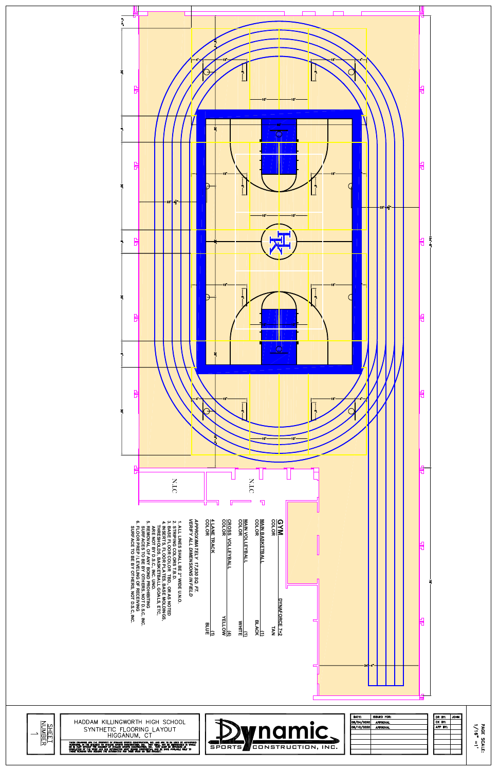## GYM

| | | |
|---|---|---|
| COLOR | DYNAFORCE 7+2 | TAN |
| MAIN BASKETBALL COLOR | (1) | BLACK |
| MAIN VOLLEYBALL COLOR | (1) | WHITE |
| CROSS VOLLEYBALL COLOR | (4) | YELLOW |
| 4 LANE TRACK COLOR | (1) | BLUE |

*APPROXIMATELY 17,830 SQ. FT.*
*VERIFY ALL DIMENSIONS IN FIELD*

1. ALL LINES SHALL BE 2" WIDE U.N.O.
2. STRIPING COLORS T.B.D.
3. BASE FLOOR COLOR TBD., OR AS NOTED
4. INSERTS, FLOOR PLATES, BASE MOLDINGS, THRESHOLDS, BASKETBALL GOALS, ETC. ARE NOT BY D.S.C. INC. UNO.
5. REMOVAL OF ANY BOND PROHIBITING SURFACES TO BE BY OTHERS. NOT D.S.C. INC.
6. FLOOR PREP / LEVELING OF RECEIVING SURFACE TO BE BY OTHERS. NOT D.S.C. INC.

N.I.C

N.I.C

SHEET NUMBER 1

HADDAM KILLINGWORTH HIGH SCHOOL
SYNTHETIC FLOORING LAYOUT
HIGGANUM, CT

THESE DRAWINGS ARE THE PROPERTY OF DYNAMIC SPORTS CONSTRUCTION, INC. AND ARE TO BE USED BY AUTHORIZED PERSONNEL IN THE INTEREST OF DYNAMIC SPORTS CONSTRUCTION, INC. THEY SHALL NOT BE REPRODUCED IN WHOLE OR IN PART WITHOUT THE CONSENT OF DYNAMIC SPORTS CONSTRUCTION, INC. THEY SHALL BE RETURNED AT COMPLETION OF THE WORK AND THE INFORMATION MUST REMAIN CONFIDENTIAL AND BE MADE AVAILABLE ONLY TO THOSE PERSONS WHO REQUIRE THE INFORMATION FOR THEIR WORK ON THIS PROJECT.

Dynamic SPORTS CONSTRUCTION, INC.

| DATE: | ISSUED FOR: |
|---|---|
| 08/04/2020 | APPROVAL |
| 08/10/2020 | APPROVAL |

| | |
|---|---|
| DR BY: | JOHN |
| CK BY: | |
| APP BY: | |

PAGE SCALE: 1/16" =1'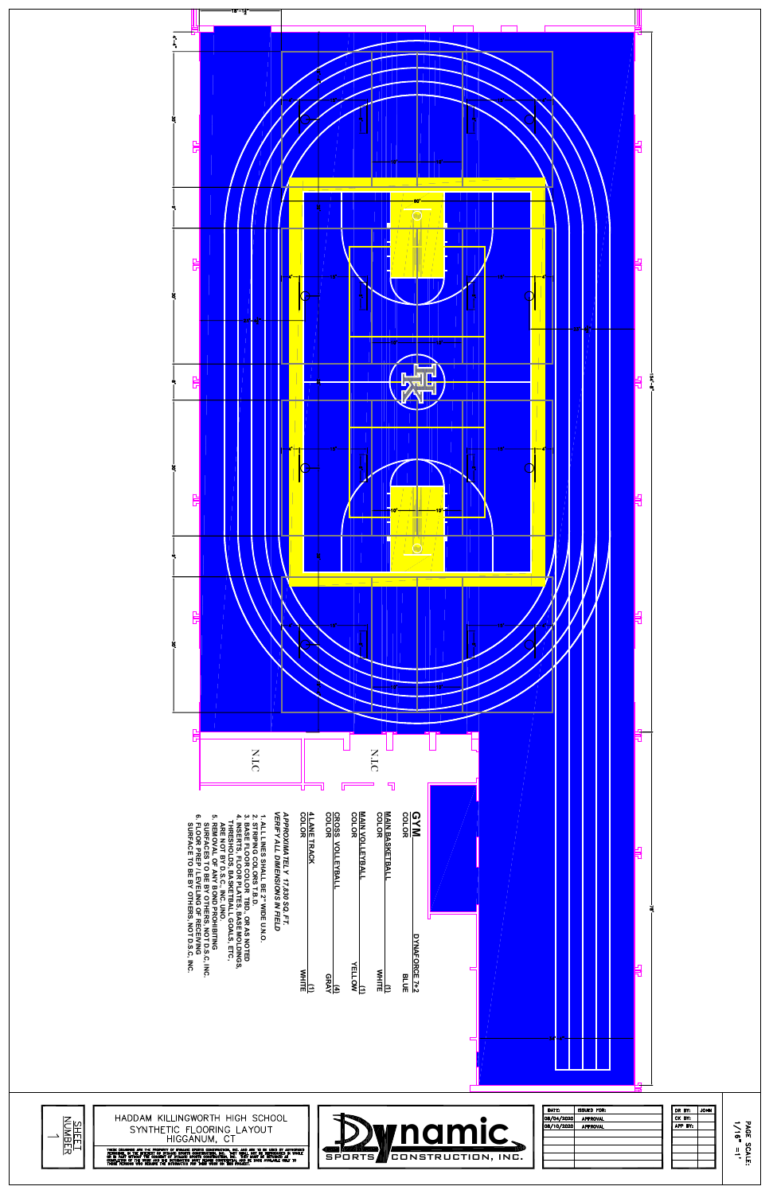N.I.C

N.I.C

## GYM

| | | |
|---|---|---|
| COLOR | | DYNAFORCE 7+2 BLUE |
| MAIN BASKETBALL COLOR | (1) | WHITE |
| MAIN VOLLEYBALL COLOR | (1) | YELLOW |
| CROSS VOLLEYBALL COLOR | (4) | GRAY |
| 4 LANE TRACK COLOR | (1) | WHITE |

*APPROXIMATELY 17,830 SQ.FT.*

*VERIFY ALL DIMENSIONS IN FIELD*

1. ALL LINES SHALL BE 2" WIDE U.N.O.
2. STRIPING COLORS T.B.D.
3. BASE FLOOR COLOR T.B.D., OR AS NOTED
4. INSERTS, FLOOR PLATES, BASE MOLDINGS, THRESHOLDS, BASKETBALL GOALS, ETC. ARE NOT BY D.S.C., INC. UNO.
5. REMOVAL OF ANY BOND PROHIBITING SURFACES TO BE BY OTHERS, NOT D.S.C., INC.
6. FLOOR PREP / LEVELING OF RECEIVING SURFACE TO BE BY OTHERS, NOT D.S.C., INC.

SHEET NUMBER 1

HADDAM KILLINGWORTH HIGH SCHOOL
SYNTHETIC FLOORING LAYOUT
HIGGANUM, CT

THESE DRAWINGS ARE THE PROPERTY OF DYNAMIC SPORTS CONSTRUCTION, INC. AND ARE TO BE USED BY AUTHORIZED PERSONNEL IN THE INTEREST OF DYNAMIC SPORTS CONSTRUCTION, INC. THEY SHALL NOT BE REPRODUCED IN WHOLE OR IN PART WITHOUT THE CONSENT OF DYNAMIC SPORTS CONSTRUCTION, INC. THEY MUST BE RETURNED AT COMPLETION OF THE WORK AND ANY INFORMATION MUST REMAIN CONFIDENTIAL AND BE MADE AVAILABLE ONLY TO THOSE PERSONS WHO REQUIRE THE INFORMATION FOR THEIR WORK ON THIS PROJECT.

Dynamic
SPORTS CONSTRUCTION, INC.

| DATE: | ISSUED FOR: |
|---|---|
| 08/04/2020 | APPROVAL |
| 08/10/2020 | APPROVAL |

| | |
|---|---|
| DR BY: | JOHN |
| CK BY: | |
| APP BY: | |

PAGE SCALE: 1/16" = 1'